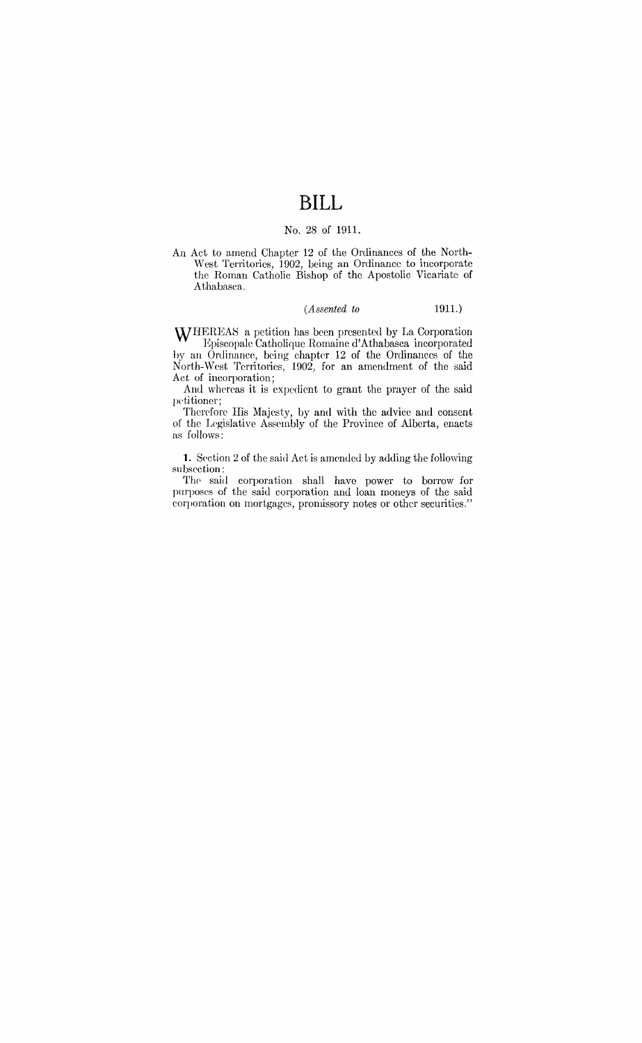# BILL

No. 28 of 1911.

An Act to amend Chapter 12 of the Ordinances of the North-West Territories, 1902, being an Ordinance to incorporate the Roman Catholic Bishop of the Apostolic Vicariate of Athabasca.

*(Assented to 1911.)*

WHEREAS a petition has been presented by La Corporation Episcopale Catholique Romaine d'Athabasca incorporated by an Ordinance, being chapter 12 of the Ordinances of the North-West Territories, 1902, for an amendment of the said Act of incorporation;

And whereas it is expedient to grant the prayer of the said petitioner;

Therefore His Majesty, by and with the advice and consent of the Legislative Assembly of the Province of Alberta, enacts as follows:

**1.** Section 2 of the said Act is amended by adding the following subsection:

The said corporation shall have power to borrow for purposes of the said corporation and loan moneys of the said corporation on mortgages, promissory notes or other securities."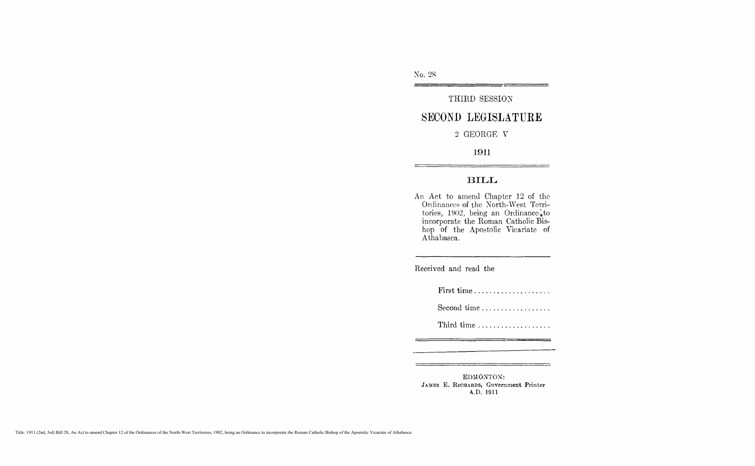No. 28

THIRD SESSION

# SECOND LEGISLATURE

2 GEORGE V

1911

## BILL

An Act to amend Chapter 12 of the Ordinances of the North-West Territories, 1902, being an Ordinance to incorporate the Roman Catholic Bishop of the Apostolic Vicariate of Athabasca.

Received and read the

First time...................

Second time.................

Third time..................

EDMONTON:
JAMES E. RICHARDS, Government Printer
A.D. 1911

Title: 1911 (2nd, 3rd) Bill 28, An Act to amend Chapter 12 of the Ordinances of the North-West Territories, 1902, being an Ordinance to incorporate the Roman Catholic Bishop of the Apostolic Vicariate of Athabasca